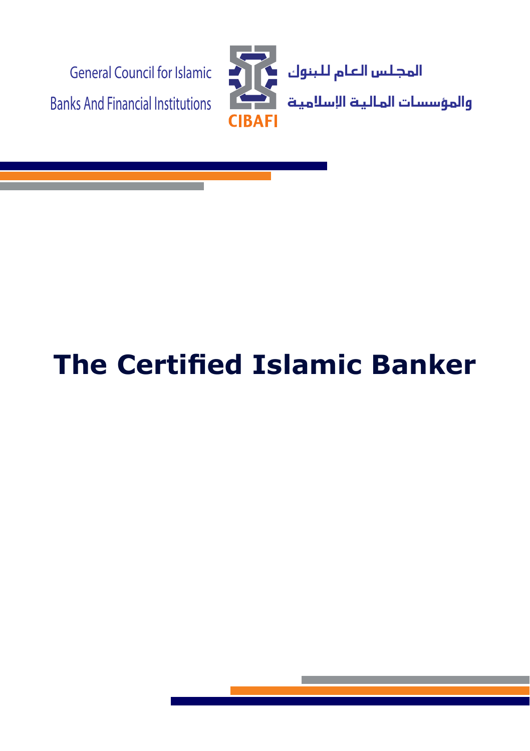General Council for Islamic Banks And Financial Institutions

المجلس العام للبنوك والمؤسسات المالية الإسلامية

CIBAFI

# The Certified Islamic Banker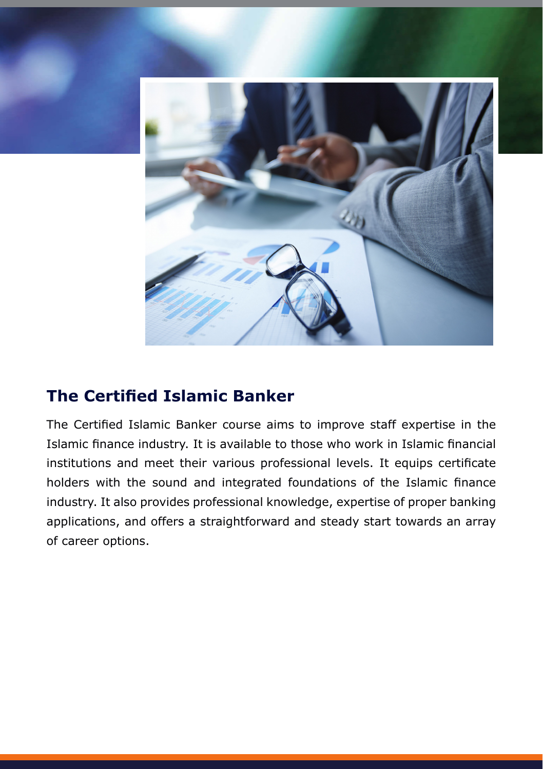## The Certified Islamic Banker

The Certified Islamic Banker course aims to improve staff expertise in the Islamic finance industry. It is available to those who work in Islamic financial institutions and meet their various professional levels. It equips certificate holders with the sound and integrated foundations of the Islamic finance industry. It also provides professional knowledge, expertise of proper banking applications, and offers a straightforward and steady start towards an array of career options.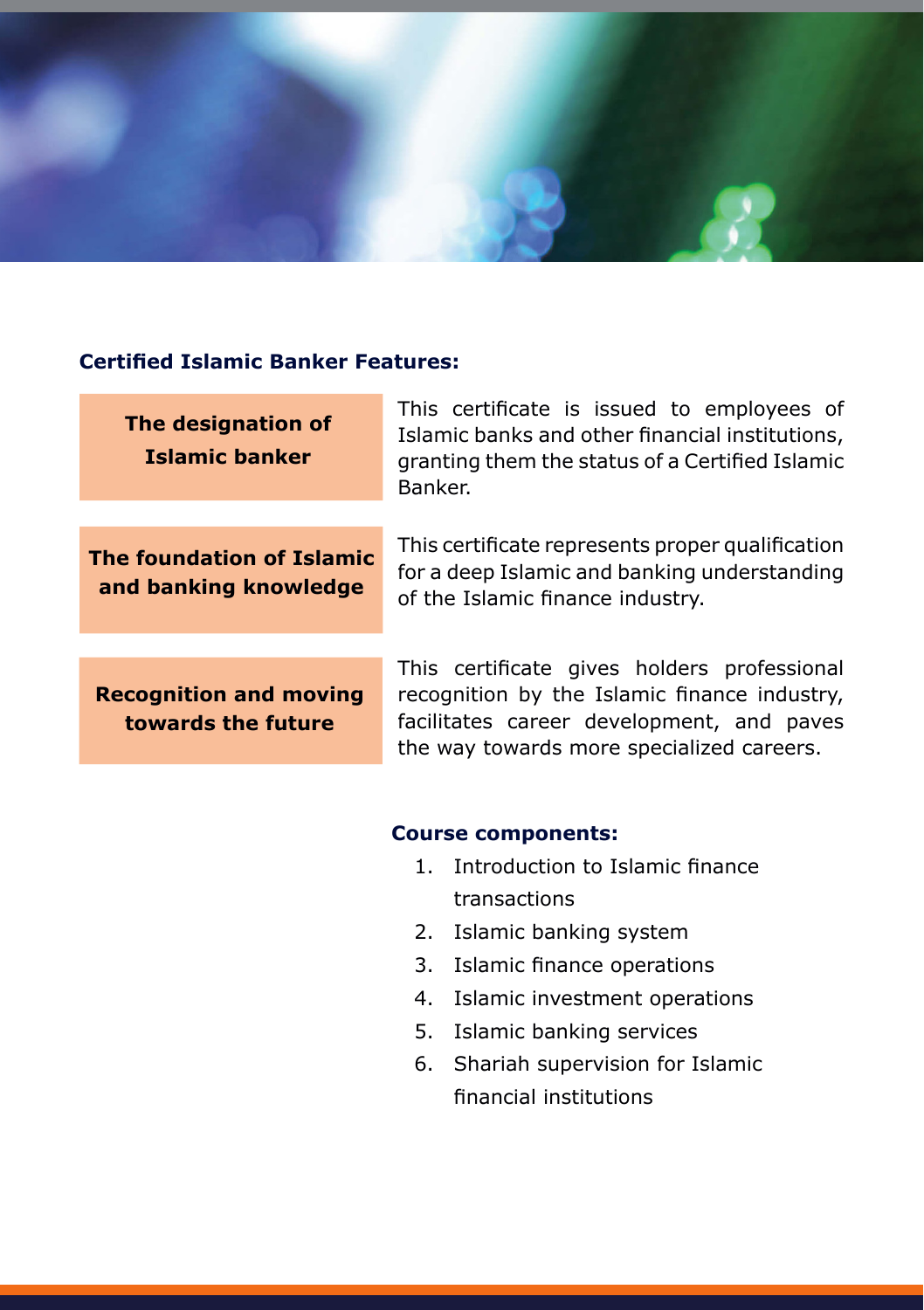## Certified Islamic Banker Features:

| | |
|---|---|
| **The designation of Islamic banker** | This certificate is issued to employees of Islamic banks and other financial institutions, granting them the status of a Certified Islamic Banker. |
| **The foundation of Islamic and banking knowledge** | This certificate represents proper qualification for a deep Islamic and banking understanding of the Islamic finance industry. |
| **Recognition and moving towards the future** | This certificate gives holders professional recognition by the Islamic finance industry, facilitates career development, and paves the way towards more specialized careers. |

## Course components:

1. Introduction to Islamic finance transactions
2. Islamic banking system
3. Islamic finance operations
4. Islamic investment operations
5. Islamic banking services
6. Shariah supervision for Islamic financial institutions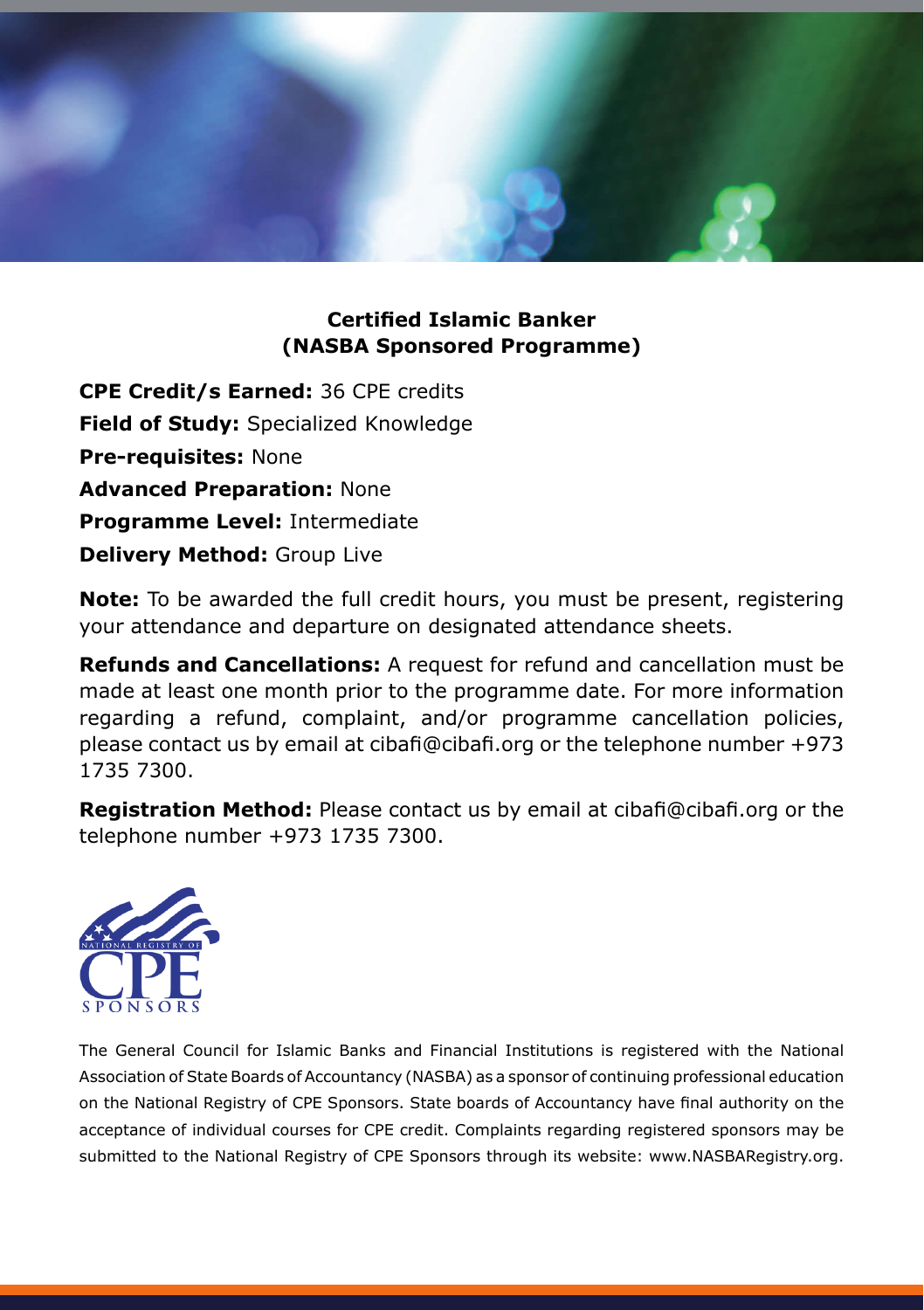**Certified Islamic Banker**
**(NASBA Sponsored Programme)**

**CPE Credit/s Earned:** 36 CPE credits

**Field of Study:** Specialized Knowledge

**Pre-requisites:** None

**Advanced Preparation:** None

**Programme Level:** Intermediate

**Delivery Method:** Group Live

**Note:** To be awarded the full credit hours, you must be present, registering your attendance and departure on designated attendance sheets.

**Refunds and Cancellations:** A request for refund and cancellation must be made at least one month prior to the programme date. For more information regarding a refund, complaint, and/or programme cancellation policies, please contact us by email at cibafi@cibafi.org or the telephone number +973 1735 7300.

**Registration Method:** Please contact us by email at cibafi@cibafi.org or the telephone number +973 1735 7300.

NATIONAL REGISTRY OF CPE SPONSORS

The General Council for Islamic Banks and Financial Institutions is registered with the National Association of State Boards of Accountancy (NASBA) as a sponsor of continuing professional education on the National Registry of CPE Sponsors. State boards of Accountancy have final authority on the acceptance of individual courses for CPE credit. Complaints regarding registered sponsors may be submitted to the National Registry of CPE Sponsors through its website: www.NASBARegistry.org.